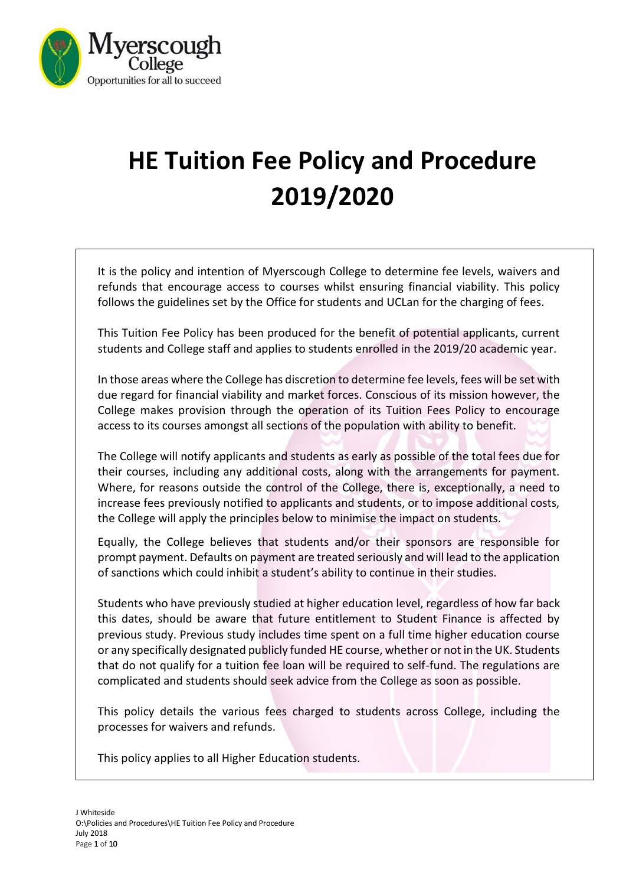# HE Tuition Fee Policy and Procedure 2019/2020

It is the policy and intention of Myerscough College to determine fee levels, waivers and refunds that encourage access to courses whilst ensuring financial viability. This policy follows the guidelines set by the Office for students and UCLan for the charging of fees.

This Tuition Fee Policy has been produced for the benefit of potential applicants, current students and College staff and applies to students enrolled in the 2019/20 academic year.

In those areas where the College has discretion to determine fee levels, fees will be set with due regard for financial viability and market forces. Conscious of its mission however, the College makes provision through the operation of its Tuition Fees Policy to encourage access to its courses amongst all sections of the population with ability to benefit.

The College will notify applicants and students as early as possible of the total fees due for their courses, including any additional costs, along with the arrangements for payment. Where, for reasons outside the control of the College, there is, exceptionally, a need to increase fees previously notified to applicants and students, or to impose additional costs, the College will apply the principles below to minimise the impact on students.

Equally, the College believes that students and/or their sponsors are responsible for prompt payment. Defaults on payment are treated seriously and will lead to the application of sanctions which could inhibit a student's ability to continue in their studies.

Students who have previously studied at higher education level, regardless of how far back this dates, should be aware that future entitlement to Student Finance is affected by previous study. Previous study includes time spent on a full time higher education course or any specifically designated publicly funded HE course, whether or not in the UK. Students that do not qualify for a tuition fee loan will be required to self-fund. The regulations are complicated and students should seek advice from the College as soon as possible.

This policy details the various fees charged to students across College, including the processes for waivers and refunds.

This policy applies to all Higher Education students.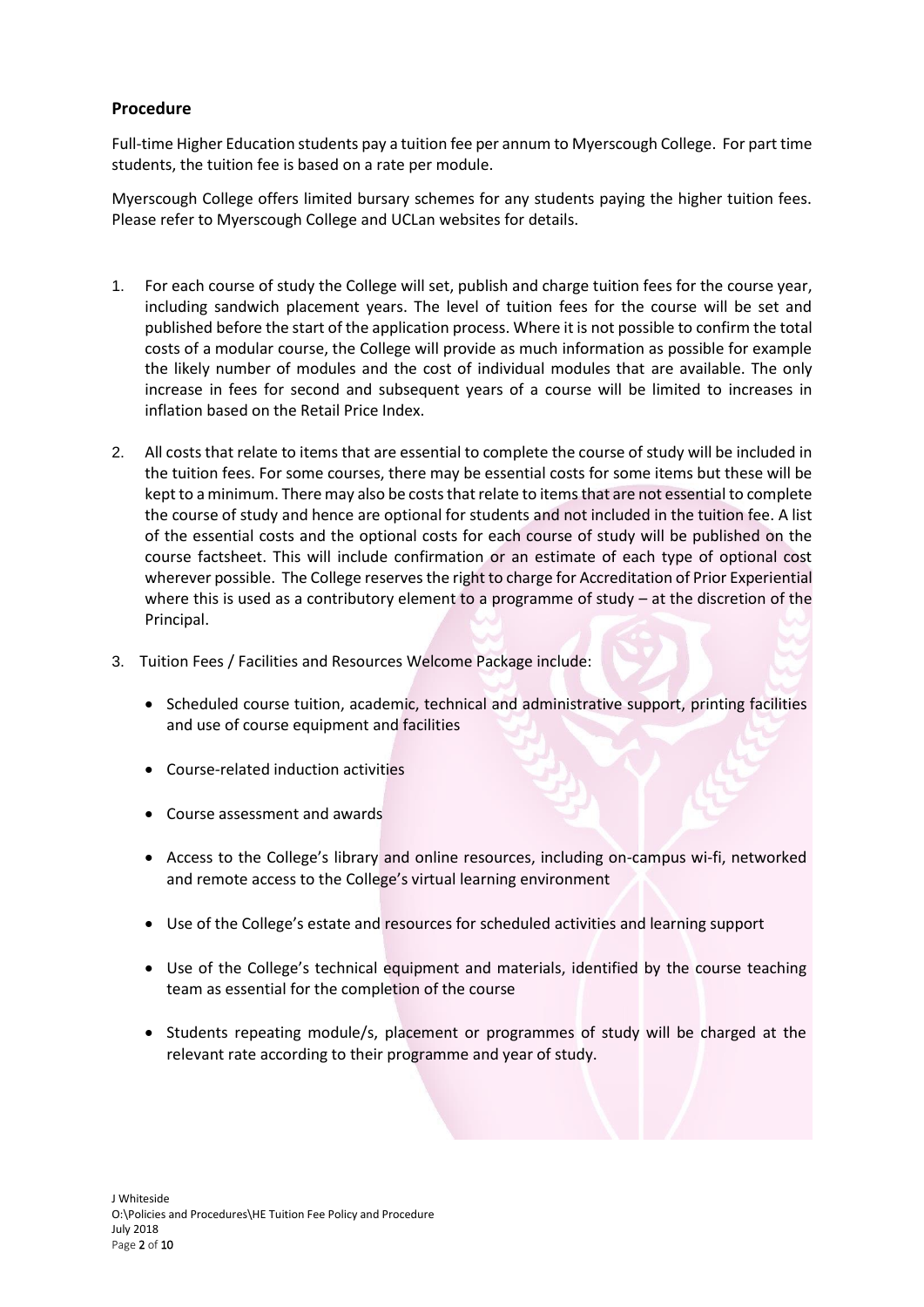## Procedure

Full-time Higher Education students pay a tuition fee per annum to Myerscough College. For part time students, the tuition fee is based on a rate per module.

Myerscough College offers limited bursary schemes for any students paying the higher tuition fees. Please refer to Myerscough College and UCLan websites for details.

1. For each course of study the College will set, publish and charge tuition fees for the course year, including sandwich placement years. The level of tuition fees for the course will be set and published before the start of the application process. Where it is not possible to confirm the total costs of a modular course, the College will provide as much information as possible for example the likely number of modules and the cost of individual modules that are available. The only increase in fees for second and subsequent years of a course will be limited to increases in inflation based on the Retail Price Index.

2. All costs that relate to items that are essential to complete the course of study will be included in the tuition fees. For some courses, there may be essential costs for some items but these will be kept to a minimum. There may also be costs that relate to items that are not essential to complete the course of study and hence are optional for students and not included in the tuition fee. A list of the essential costs and the optional costs for each course of study will be published on the course factsheet. This will include confirmation or an estimate of each type of optional cost wherever possible. The College reserves the right to charge for Accreditation of Prior Experiential where this is used as a contributory element to a programme of study – at the discretion of the Principal.

3. Tuition Fees / Facilities and Resources Welcome Package include:

   - Scheduled course tuition, academic, technical and administrative support, printing facilities and use of course equipment and facilities
   - Course-related induction activities
   - Course assessment and awards
   - Access to the College's library and online resources, including on-campus wi-fi, networked and remote access to the College's virtual learning environment
   - Use of the College's estate and resources for scheduled activities and learning support
   - Use of the College's technical equipment and materials, identified by the course teaching team as essential for the completion of the course
   - Students repeating module/s, placement or programmes of study will be charged at the relevant rate according to their programme and year of study.

J Whiteside
O:\Policies and Procedures\HE Tuition Fee Policy and Procedure
July 2018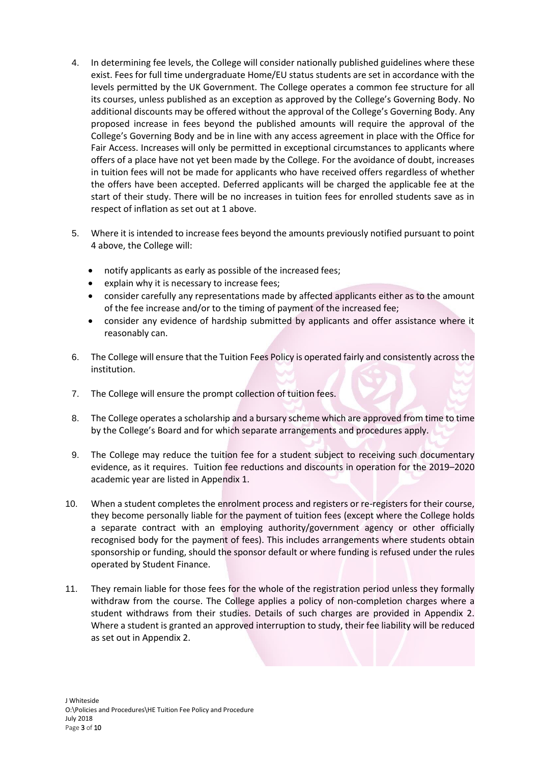4. In determining fee levels, the College will consider nationally published guidelines where these exist. Fees for full time undergraduate Home/EU status students are set in accordance with the levels permitted by the UK Government. The College operates a common fee structure for all its courses, unless published as an exception as approved by the College's Governing Body. No additional discounts may be offered without the approval of the College's Governing Body. Any proposed increase in fees beyond the published amounts will require the approval of the College's Governing Body and be in line with any access agreement in place with the Office for Fair Access. Increases will only be permitted in exceptional circumstances to applicants where offers of a place have not yet been made by the College. For the avoidance of doubt, increases in tuition fees will not be made for applicants who have received offers regardless of whether the offers have been accepted. Deferred applicants will be charged the applicable fee at the start of their study. There will be no increases in tuition fees for enrolled students save as in respect of inflation as set out at 1 above.

5. Where it is intended to increase fees beyond the amounts previously notified pursuant to point 4 above, the College will:

   - notify applicants as early as possible of the increased fees;
   - explain why it is necessary to increase fees;
   - consider carefully any representations made by affected applicants either as to the amount of the fee increase and/or to the timing of payment of the increased fee;
   - consider any evidence of hardship submitted by applicants and offer assistance where it reasonably can.

6. The College will ensure that the Tuition Fees Policy is operated fairly and consistently across the institution.

7. The College will ensure the prompt collection of tuition fees.

8. The College operates a scholarship and a bursary scheme which are approved from time to time by the College's Board and for which separate arrangements and procedures apply.

9. The College may reduce the tuition fee for a student subject to receiving such documentary evidence, as it requires. Tuition fee reductions and discounts in operation for the 2019–2020 academic year are listed in Appendix 1.

10. When a student completes the enrolment process and registers or re-registers for their course, they become personally liable for the payment of tuition fees (except where the College holds a separate contract with an employing authority/government agency or other officially recognised body for the payment of fees). This includes arrangements where students obtain sponsorship or funding, should the sponsor default or where funding is refused under the rules operated by Student Finance.

11. They remain liable for those fees for the whole of the registration period unless they formally withdraw from the course. The College applies a policy of non-completion charges where a student withdraws from their studies. Details of such charges are provided in Appendix 2. Where a student is granted an approved interruption to study, their fee liability will be reduced as set out in Appendix 2.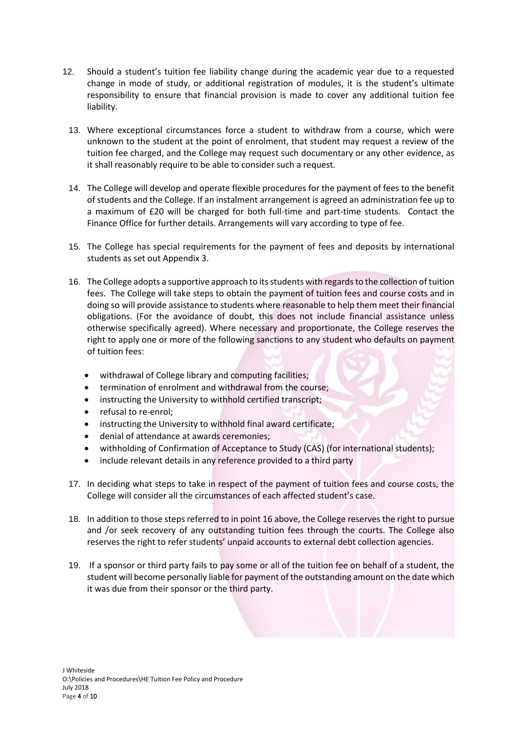12. Should a student's tuition fee liability change during the academic year due to a requested change in mode of study, or additional registration of modules, it is the student's ultimate responsibility to ensure that financial provision is made to cover any additional tuition fee liability.

13. Where exceptional circumstances force a student to withdraw from a course, which were unknown to the student at the point of enrolment, that student may request a review of the tuition fee charged, and the College may request such documentary or any other evidence, as it shall reasonably require to be able to consider such a request.

14. The College will develop and operate flexible procedures for the payment of fees to the benefit of students and the College. If an instalment arrangement is agreed an administration fee up to a maximum of £20 will be charged for both full-time and part-time students. Contact the Finance Office for further details. Arrangements will vary according to type of fee.

15. The College has special requirements for the payment of fees and deposits by international students as set out Appendix 3.

16. The College adopts a supportive approach to its students with regards to the collection of tuition fees. The College will take steps to obtain the payment of tuition fees and course costs and in doing so will provide assistance to students where reasonable to help them meet their financial obligations. (For the avoidance of doubt, this does not include financial assistance unless otherwise specifically agreed). Where necessary and proportionate, the College reserves the right to apply one or more of the following sanctions to any student who defaults on payment of tuition fees:

    - withdrawal of College library and computing facilities;
    - termination of enrolment and withdrawal from the course;
    - instructing the University to withhold certified transcript;
    - refusal to re-enrol;
    - instructing the University to withhold final award certificate;
    - denial of attendance at awards ceremonies;
    - withholding of Confirmation of Acceptance to Study (CAS) (for international students);
    - include relevant details in any reference provided to a third party

17. In deciding what steps to take in respect of the payment of tuition fees and course costs, the College will consider all the circumstances of each affected student's case.

18. In addition to those steps referred to in point 16 above, the College reserves the right to pursue and /or seek recovery of any outstanding tuition fees through the courts. The College also reserves the right to refer students' unpaid accounts to external debt collection agencies.

19. If a sponsor or third party fails to pay some or all of the tuition fee on behalf of a student, the student will become personally liable for payment of the outstanding amount on the date which it was due from their sponsor or the third party.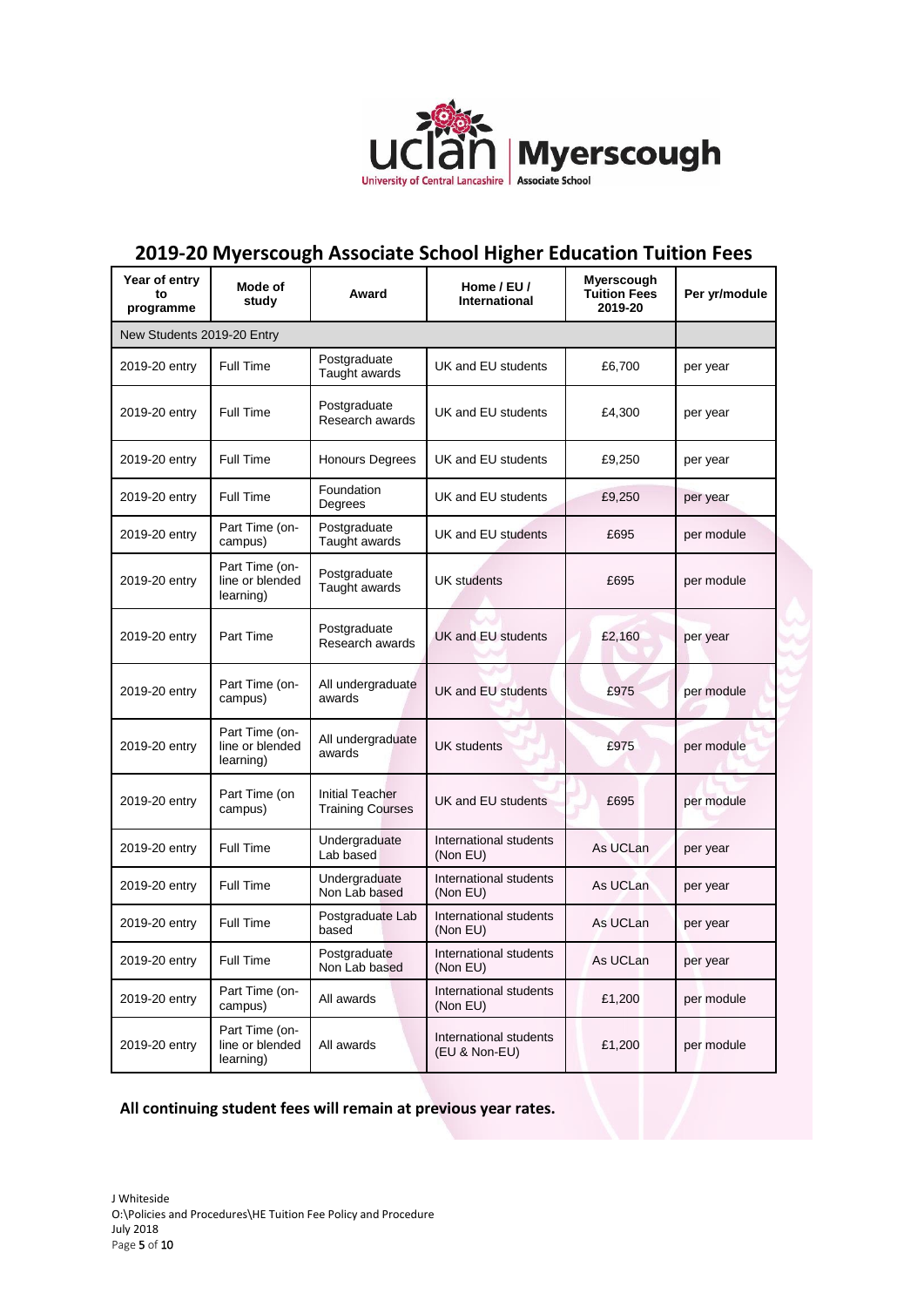## 2019-20 Myerscough Associate School Higher Education Tuition Fees

| Year of entry to programme | Mode of study | Award | Home / EU / International | Myerscough Tuition Fees 2019-20 | Per yr/module |
|---|---|---|---|---|---|
| New Students 2019-20 Entry | | | | | |
| 2019-20 entry | Full Time | Postgraduate Taught awards | UK and EU students | £6,700 | per year |
| 2019-20 entry | Full Time | Postgraduate Research awards | UK and EU students | £4,300 | per year |
| 2019-20 entry | Full Time | Honours Degrees | UK and EU students | £9,250 | per year |
| 2019-20 entry | Full Time | Foundation Degrees | UK and EU students | £9,250 | per year |
| 2019-20 entry | Part Time (on-campus) | Postgraduate Taught awards | UK and EU students | £695 | per module |
| 2019-20 entry | Part Time (on-line or blended learning) | Postgraduate Taught awards | UK students | £695 | per module |
| 2019-20 entry | Part Time | Postgraduate Research awards | UK and EU students | £2,160 | per year |
| 2019-20 entry | Part Time (on-campus) | All undergraduate awards | UK and EU students | £975 | per module |
| 2019-20 entry | Part Time (on-line or blended learning) | All undergraduate awards | UK students | £975 | per module |
| 2019-20 entry | Part Time (on campus) | Initial Teacher Training Courses | UK and EU students | £695 | per module |
| 2019-20 entry | Full Time | Undergraduate Lab based | International students (Non EU) | As UCLan | per year |
| 2019-20 entry | Full Time | Undergraduate Non Lab based | International students (Non EU) | As UCLan | per year |
| 2019-20 entry | Full Time | Postgraduate Lab based | International students (Non EU) | As UCLan | per year |
| 2019-20 entry | Full Time | Postgraduate Non Lab based | International students (Non EU) | As UCLan | per year |
| 2019-20 entry | Part Time (on-campus) | All awards | International students (Non EU) | £1,200 | per module |
| 2019-20 entry | Part Time (on-line or blended learning) | All awards | International students (EU & Non-EU) | £1,200 | per module |

**All continuing student fees will remain at previous year rates.**

J Whiteside
O:\Policies and Procedures\HE Tuition Fee Policy and Procedure
July 2018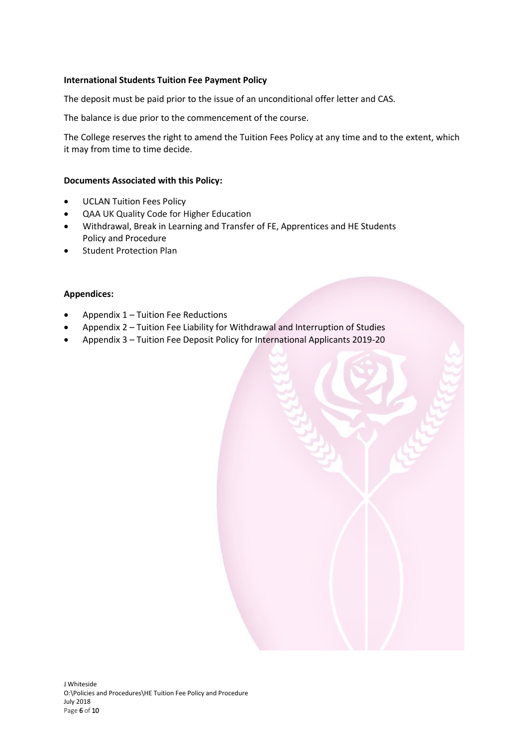**International Students Tuition Fee Payment Policy**

The deposit must be paid prior to the issue of an unconditional offer letter and CAS.

The balance is due prior to the commencement of the course.

The College reserves the right to amend the Tuition Fees Policy at any time and to the extent, which it may from time to time decide.

**Documents Associated with this Policy:**

- UCLAN Tuition Fees Policy
- QAA UK Quality Code for Higher Education
- Withdrawal, Break in Learning and Transfer of FE, Apprentices and HE Students Policy and Procedure
- Student Protection Plan

**Appendices:**

- Appendix 1 – Tuition Fee Reductions
- Appendix 2 – Tuition Fee Liability for Withdrawal and Interruption of Studies
- Appendix 3 – Tuition Fee Deposit Policy for International Applicants 2019-20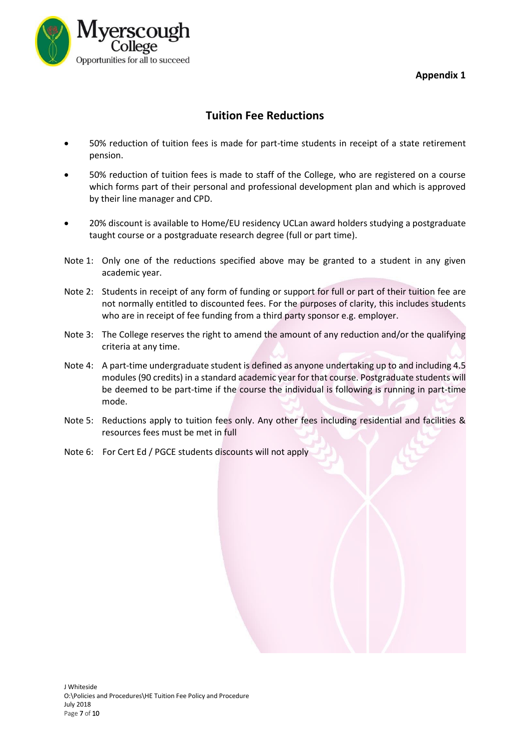**Appendix 1**

## Tuition Fee Reductions

- 50% reduction of tuition fees is made for part-time students in receipt of a state retirement pension.
- 50% reduction of tuition fees is made to staff of the College, who are registered on a course which forms part of their personal and professional development plan and which is approved by their line manager and CPD.
- 20% discount is available to Home/EU residency UCLan award holders studying a postgraduate taught course or a postgraduate research degree (full or part time).

Note 1: Only one of the reductions specified above may be granted to a student in any given academic year.

Note 2: Students in receipt of any form of funding or support for full or part of their tuition fee are not normally entitled to discounted fees. For the purposes of clarity, this includes students who are in receipt of fee funding from a third party sponsor e.g. employer.

Note 3: The College reserves the right to amend the amount of any reduction and/or the qualifying criteria at any time.

Note 4: A part-time undergraduate student is defined as anyone undertaking up to and including 4.5 modules (90 credits) in a standard academic year for that course. Postgraduate students will be deemed to be part-time if the course the individual is following is running in part-time mode.

Note 5: Reductions apply to tuition fees only. Any other fees including residential and facilities & resources fees must be met in full

Note 6: For Cert Ed / PGCE students discounts will not apply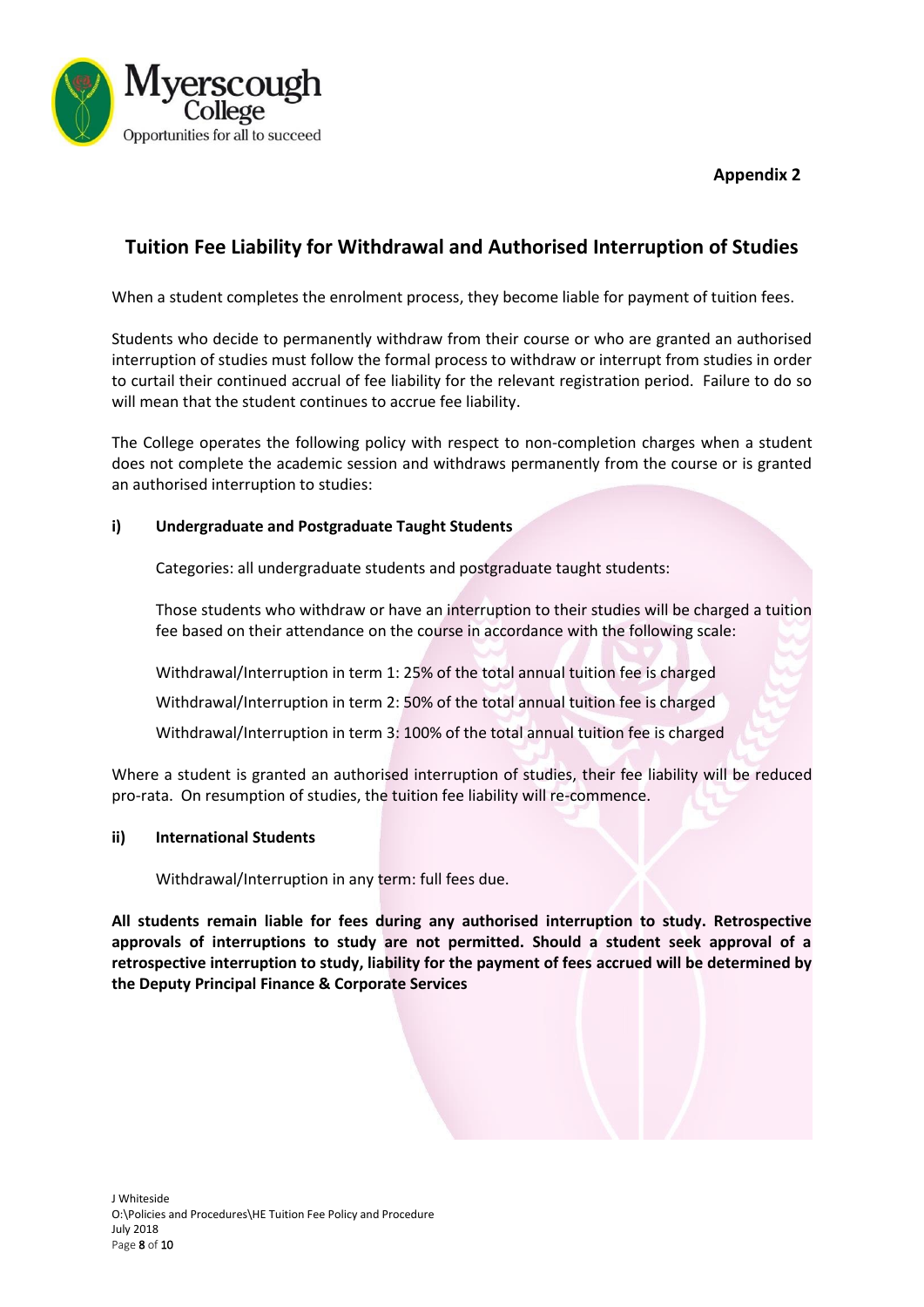**Appendix 2**

## Tuition Fee Liability for Withdrawal and Authorised Interruption of Studies

When a student completes the enrolment process, they become liable for payment of tuition fees.

Students who decide to permanently withdraw from their course or who are granted an authorised interruption of studies must follow the formal process to withdraw or interrupt from studies in order to curtail their continued accrual of fee liability for the relevant registration period. Failure to do so will mean that the student continues to accrue fee liability.

The College operates the following policy with respect to non-completion charges when a student does not complete the academic session and withdraws permanently from the course or is granted an authorised interruption to studies:

**i) Undergraduate and Postgraduate Taught Students**

Categories: all undergraduate students and postgraduate taught students:

Those students who withdraw or have an interruption to their studies will be charged a tuition fee based on their attendance on the course in accordance with the following scale:

Withdrawal/Interruption in term 1: 25% of the total annual tuition fee is charged

Withdrawal/Interruption in term 2: 50% of the total annual tuition fee is charged

Withdrawal/Interruption in term 3: 100% of the total annual tuition fee is charged

Where a student is granted an authorised interruption of studies, their fee liability will be reduced pro-rata. On resumption of studies, the tuition fee liability will re-commence.

**ii) International Students**

Withdrawal/Interruption in any term: full fees due.

**All students remain liable for fees during any authorised interruption to study. Retrospective approvals of interruptions to study are not permitted. Should a student seek approval of a retrospective interruption to study, liability for the payment of fees accrued will be determined by the Deputy Principal Finance & Corporate Services**

J Whiteside
O:\Policies and Procedures\HE Tuition Fee Policy and Procedure
July 2018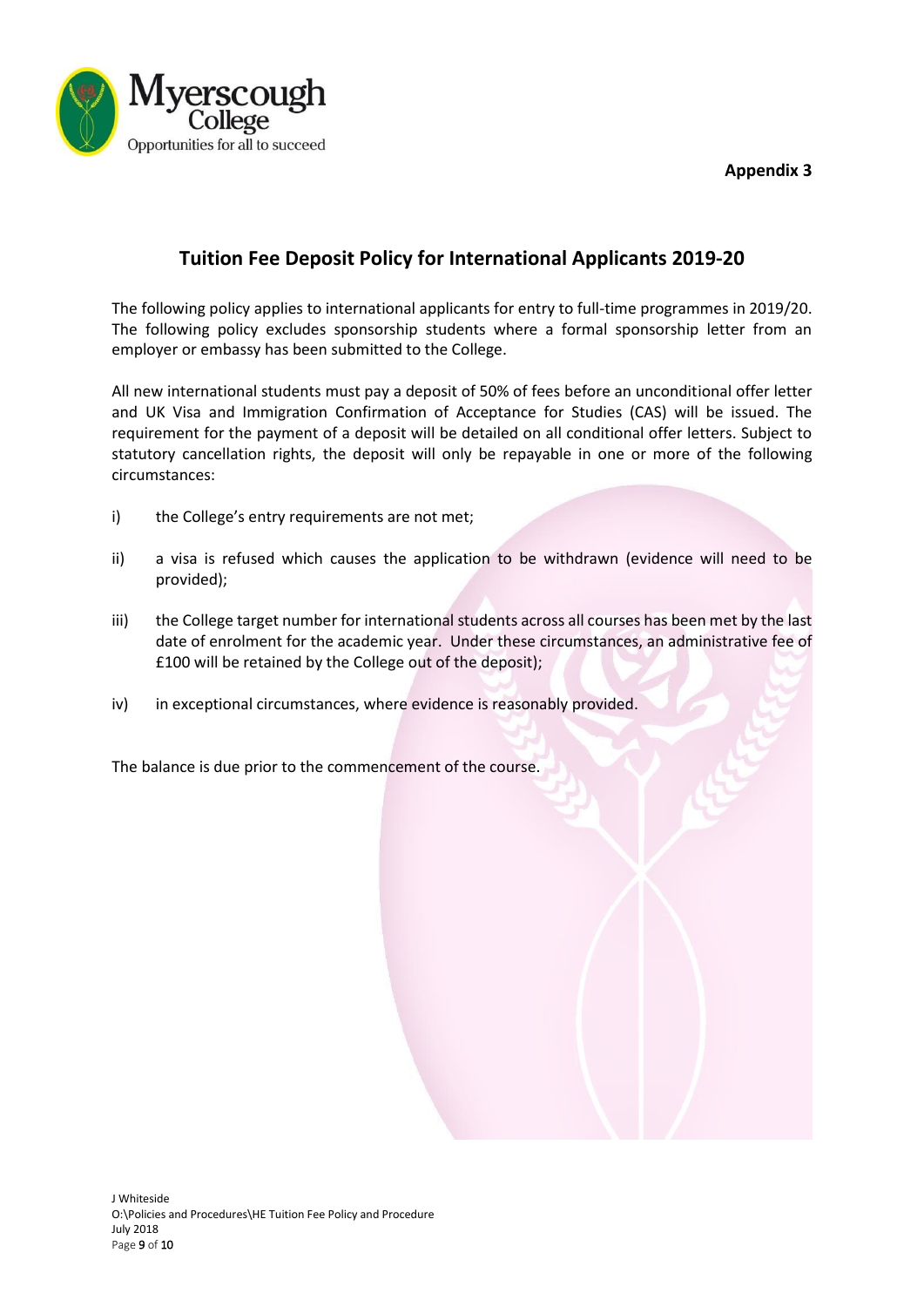**Appendix 3**

## Tuition Fee Deposit Policy for International Applicants 2019-20

The following policy applies to international applicants for entry to full-time programmes in 2019/20. The following policy excludes sponsorship students where a formal sponsorship letter from an employer or embassy has been submitted to the College.

All new international students must pay a deposit of 50% of fees before an unconditional offer letter and UK Visa and Immigration Confirmation of Acceptance for Studies (CAS) will be issued. The requirement for the payment of a deposit will be detailed on all conditional offer letters. Subject to statutory cancellation rights, the deposit will only be repayable in one or more of the following circumstances:

i) the College's entry requirements are not met;

ii) a visa is refused which causes the application to be withdrawn (evidence will need to be provided);

iii) the College target number for international students across all courses has been met by the last date of enrolment for the academic year. Under these circumstances, an administrative fee of £100 will be retained by the College out of the deposit);

iv) in exceptional circumstances, where evidence is reasonably provided.

The balance is due prior to the commencement of the course.

J Whiteside
O:\Policies and Procedures\HE Tuition Fee Policy and Procedure
July 2018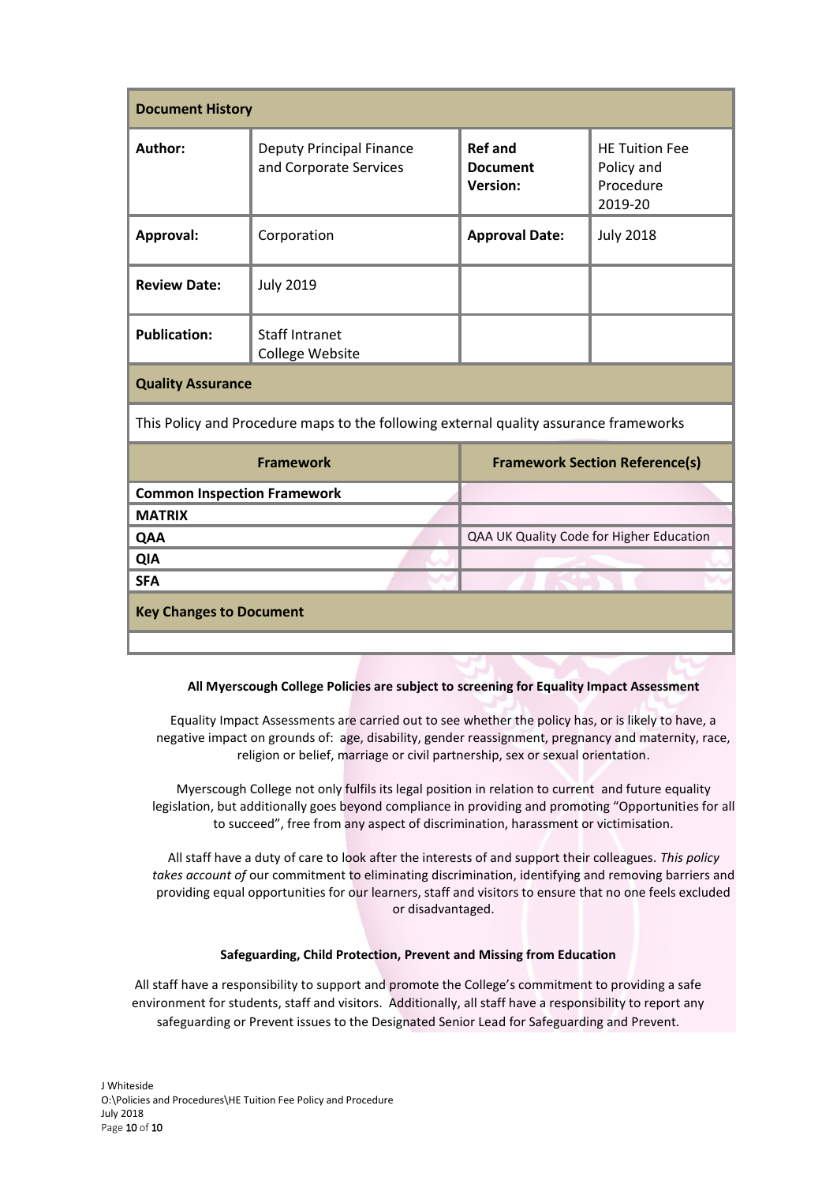| Document History | | | |
|---|---|---|---|
| **Author:** | Deputy Principal Finance and Corporate Services | **Ref and Document Version:** | HE Tuition Fee Policy and Procedure 2019-20 |
| **Approval:** | Corporation | **Approval Date:** | July 2018 |
| **Review Date:** | July 2019 | | |
| **Publication:** | Staff Intranet<br>College Website | | |

**Quality Assurance**

This Policy and Procedure maps to the following external quality assurance frameworks

| Framework | Framework Section Reference(s) |
|---|---|
| **Common Inspection Framework** | |
| **MATRIX** | |
| **QAA** | QAA UK Quality Code for Higher Education |
| **QIA** | |
| **SFA** | |

**Key Changes to Document**

**All Myerscough College Policies are subject to screening for Equality Impact Assessment**

Equality Impact Assessments are carried out to see whether the policy has, or is likely to have, a negative impact on grounds of: age, disability, gender reassignment, pregnancy and maternity, race, religion or belief, marriage or civil partnership, sex or sexual orientation.

Myerscough College not only fulfils its legal position in relation to current and future equality legislation, but additionally goes beyond compliance in providing and promoting "Opportunities for all to succeed", free from any aspect of discrimination, harassment or victimisation.

All staff have a duty of care to look after the interests of and support their colleagues. *This policy takes account of* our commitment to eliminating discrimination, identifying and removing barriers and providing equal opportunities for our learners, staff and visitors to ensure that no one feels excluded or disadvantaged.

**Safeguarding, Child Protection, Prevent and Missing from Education**

All staff have a responsibility to support and promote the College's commitment to providing a safe environment for students, staff and visitors. Additionally, all staff have a responsibility to report any safeguarding or Prevent issues to the Designated Senior Lead for Safeguarding and Prevent.